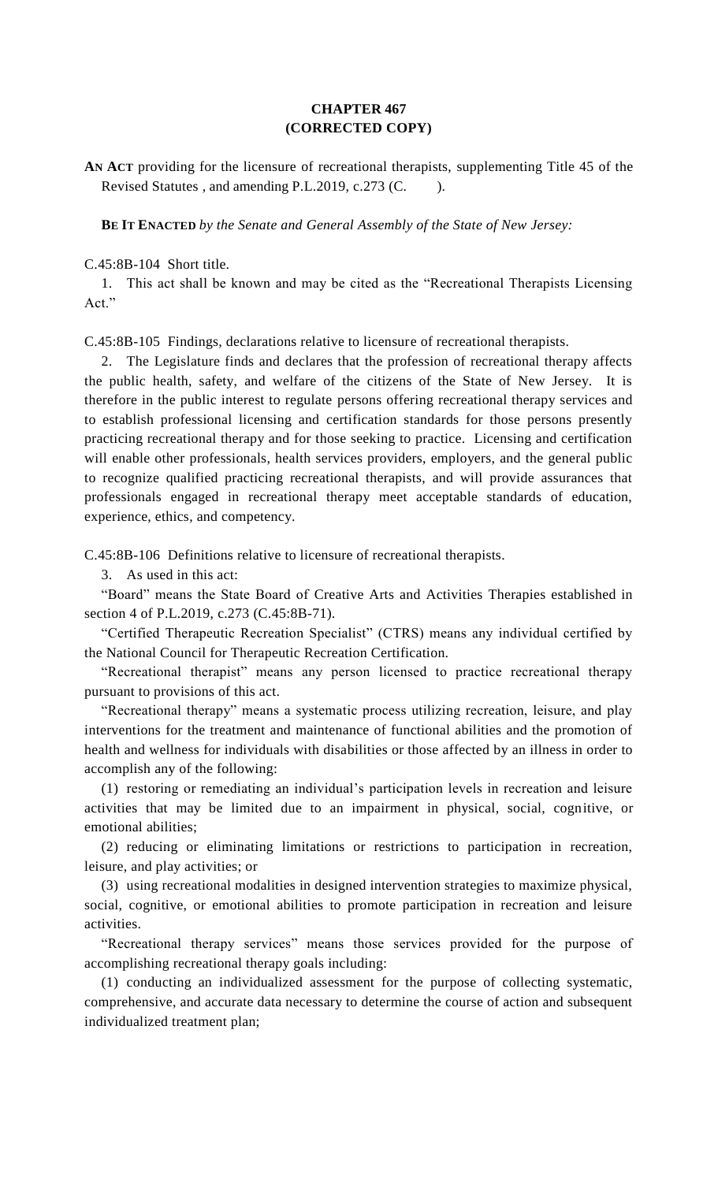# CHAPTER 467
# (CORRECTED COPY)

**AN ACT** providing for the licensure of recreational therapists, supplementing Title 45 of the Revised Statutes , and amending P.L.2019, c.273 (C.        ).

**BE IT ENACTED** *by the Senate and General Assembly of the State of New Jersey:*

C.45:8B-104 Short title.

1. This act shall be known and may be cited as the "Recreational Therapists Licensing Act."

C.45:8B-105 Findings, declarations relative to licensure of recreational therapists.

2. The Legislature finds and declares that the profession of recreational therapy affects the public health, safety, and welfare of the citizens of the State of New Jersey. It is therefore in the public interest to regulate persons offering recreational therapy services and to establish professional licensing and certification standards for those persons presently practicing recreational therapy and for those seeking to practice. Licensing and certification will enable other professionals, health services providers, employers, and the general public to recognize qualified practicing recreational therapists, and will provide assurances that professionals engaged in recreational therapy meet acceptable standards of education, experience, ethics, and competency.

C.45:8B-106 Definitions relative to licensure of recreational therapists.

3. As used in this act:

"Board" means the State Board of Creative Arts and Activities Therapies established in section 4 of P.L.2019, c.273 (C.45:8B-71).

"Certified Therapeutic Recreation Specialist" (CTRS) means any individual certified by the National Council for Therapeutic Recreation Certification.

"Recreational therapist" means any person licensed to practice recreational therapy pursuant to provisions of this act.

"Recreational therapy" means a systematic process utilizing recreation, leisure, and play interventions for the treatment and maintenance of functional abilities and the promotion of health and wellness for individuals with disabilities or those affected by an illness in order to accomplish any of the following:

(1) restoring or remediating an individual's participation levels in recreation and leisure activities that may be limited due to an impairment in physical, social, cognitive, or emotional abilities;

(2) reducing or eliminating limitations or restrictions to participation in recreation, leisure, and play activities; or

(3) using recreational modalities in designed intervention strategies to maximize physical, social, cognitive, or emotional abilities to promote participation in recreation and leisure activities.

"Recreational therapy services" means those services provided for the purpose of accomplishing recreational therapy goals including:

(1) conducting an individualized assessment for the purpose of collecting systematic, comprehensive, and accurate data necessary to determine the course of action and subsequent individualized treatment plan;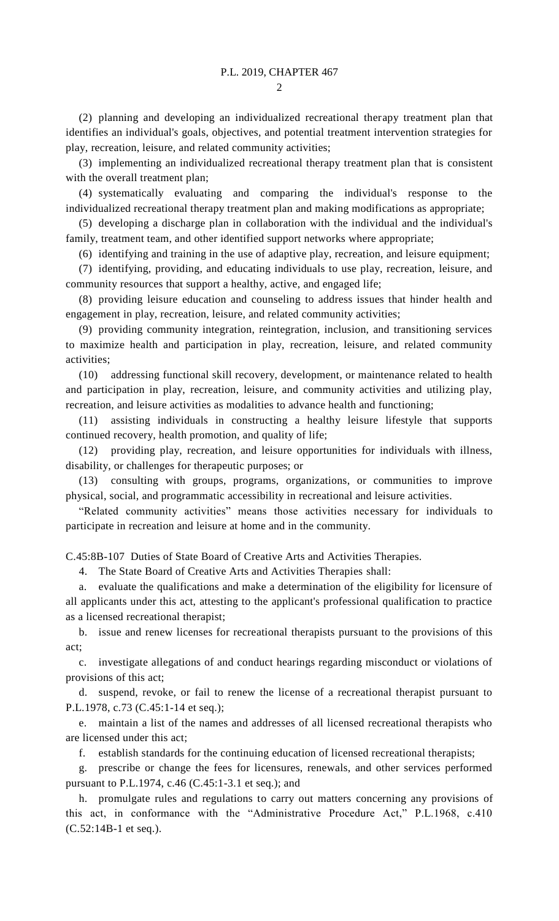(2) planning and developing an individualized recreational therapy treatment plan that identifies an individual's goals, objectives, and potential treatment intervention strategies for play, recreation, leisure, and related community activities;

(3) implementing an individualized recreational therapy treatment plan that is consistent with the overall treatment plan;

(4) systematically evaluating and comparing the individual's response to the individualized recreational therapy treatment plan and making modifications as appropriate;

(5) developing a discharge plan in collaboration with the individual and the individual's family, treatment team, and other identified support networks where appropriate;

(6) identifying and training in the use of adaptive play, recreation, and leisure equipment;

(7) identifying, providing, and educating individuals to use play, recreation, leisure, and community resources that support a healthy, active, and engaged life;

(8) providing leisure education and counseling to address issues that hinder health and engagement in play, recreation, leisure, and related community activities;

(9) providing community integration, reintegration, inclusion, and transitioning services to maximize health and participation in play, recreation, leisure, and related community activities;

(10) addressing functional skill recovery, development, or maintenance related to health and participation in play, recreation, leisure, and community activities and utilizing play, recreation, and leisure activities as modalities to advance health and functioning;

(11) assisting individuals in constructing a healthy leisure lifestyle that supports continued recovery, health promotion, and quality of life;

(12) providing play, recreation, and leisure opportunities for individuals with illness, disability, or challenges for therapeutic purposes; or

(13) consulting with groups, programs, organizations, or communities to improve physical, social, and programmatic accessibility in recreational and leisure activities.

"Related community activities" means those activities necessary for individuals to participate in recreation and leisure at home and in the community.

C.45:8B-107 Duties of State Board of Creative Arts and Activities Therapies.

4. The State Board of Creative Arts and Activities Therapies shall:

a. evaluate the qualifications and make a determination of the eligibility for licensure of all applicants under this act, attesting to the applicant's professional qualification to practice as a licensed recreational therapist;

b. issue and renew licenses for recreational therapists pursuant to the provisions of this act;

c. investigate allegations of and conduct hearings regarding misconduct or violations of provisions of this act;

d. suspend, revoke, or fail to renew the license of a recreational therapist pursuant to P.L.1978, c.73 (C.45:1-14 et seq.);

e. maintain a list of the names and addresses of all licensed recreational therapists who are licensed under this act;

f. establish standards for the continuing education of licensed recreational therapists;

g. prescribe or change the fees for licensures, renewals, and other services performed pursuant to P.L.1974, c.46 (C.45:1-3.1 et seq.); and

h. promulgate rules and regulations to carry out matters concerning any provisions of this act, in conformance with the "Administrative Procedure Act," P.L.1968, c.410 (C.52:14B-1 et seq.).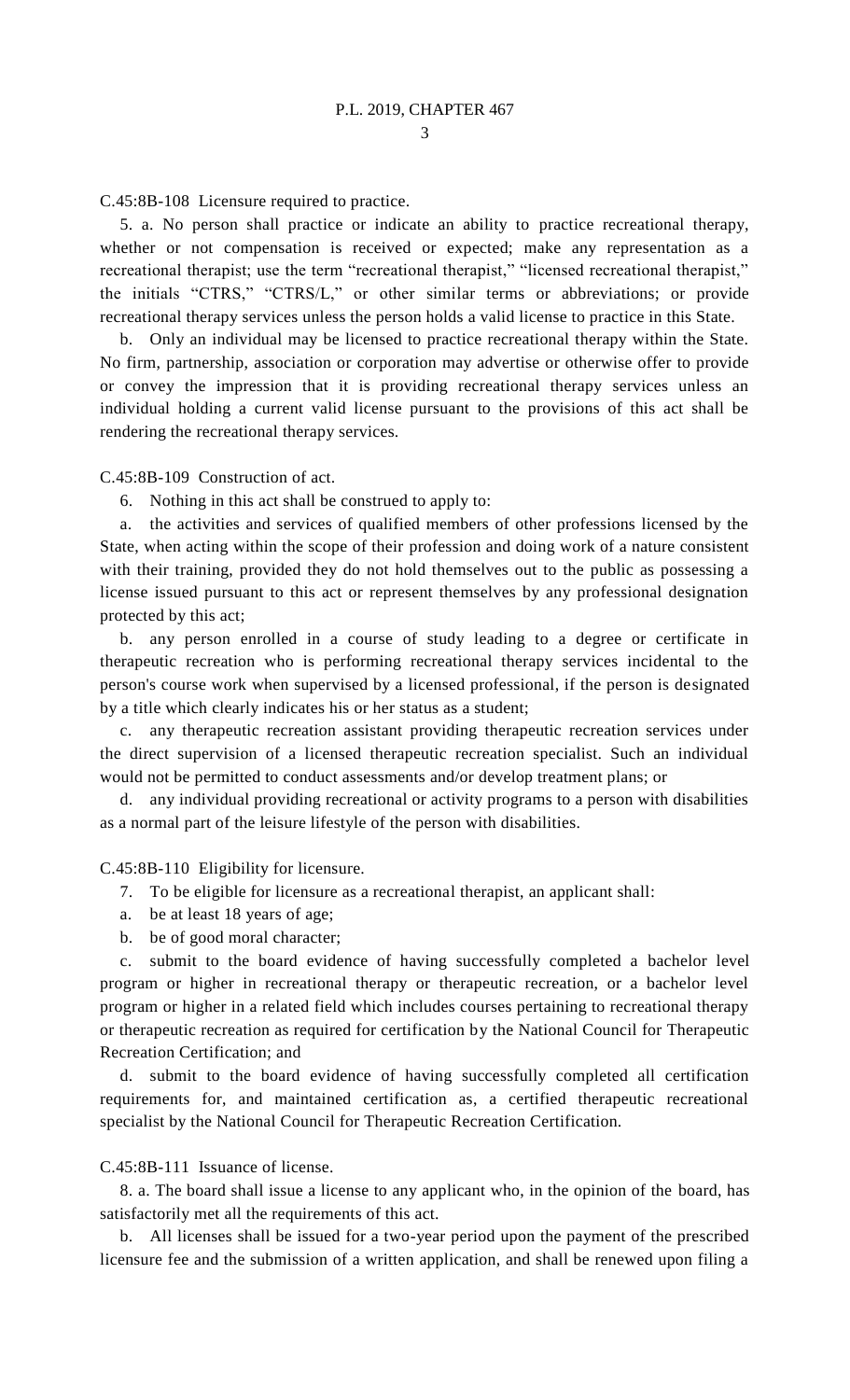C.45:8B-108 Licensure required to practice.

5. a. No person shall practice or indicate an ability to practice recreational therapy, whether or not compensation is received or expected; make any representation as a recreational therapist; use the term "recreational therapist," "licensed recreational therapist," the initials "CTRS," "CTRS/L," or other similar terms or abbreviations; or provide recreational therapy services unless the person holds a valid license to practice in this State.

b. Only an individual may be licensed to practice recreational therapy within the State. No firm, partnership, association or corporation may advertise or otherwise offer to provide or convey the impression that it is providing recreational therapy services unless an individual holding a current valid license pursuant to the provisions of this act shall be rendering the recreational therapy services.

C.45:8B-109 Construction of act.

6. Nothing in this act shall be construed to apply to:

a. the activities and services of qualified members of other professions licensed by the State, when acting within the scope of their profession and doing work of a nature consistent with their training, provided they do not hold themselves out to the public as possessing a license issued pursuant to this act or represent themselves by any professional designation protected by this act;

b. any person enrolled in a course of study leading to a degree or certificate in therapeutic recreation who is performing recreational therapy services incidental to the person's course work when supervised by a licensed professional, if the person is designated by a title which clearly indicates his or her status as a student;

c. any therapeutic recreation assistant providing therapeutic recreation services under the direct supervision of a licensed therapeutic recreation specialist. Such an individual would not be permitted to conduct assessments and/or develop treatment plans; or

d. any individual providing recreational or activity programs to a person with disabilities as a normal part of the leisure lifestyle of the person with disabilities.

C.45:8B-110 Eligibility for licensure.

7. To be eligible for licensure as a recreational therapist, an applicant shall:

a. be at least 18 years of age;

b. be of good moral character;

c. submit to the board evidence of having successfully completed a bachelor level program or higher in recreational therapy or therapeutic recreation, or a bachelor level program or higher in a related field which includes courses pertaining to recreational therapy or therapeutic recreation as required for certification by the National Council for Therapeutic Recreation Certification; and

d. submit to the board evidence of having successfully completed all certification requirements for, and maintained certification as, a certified therapeutic recreational specialist by the National Council for Therapeutic Recreation Certification.

C.45:8B-111 Issuance of license.

8. a. The board shall issue a license to any applicant who, in the opinion of the board, has satisfactorily met all the requirements of this act.

b. All licenses shall be issued for a two-year period upon the payment of the prescribed licensure fee and the submission of a written application, and shall be renewed upon filing a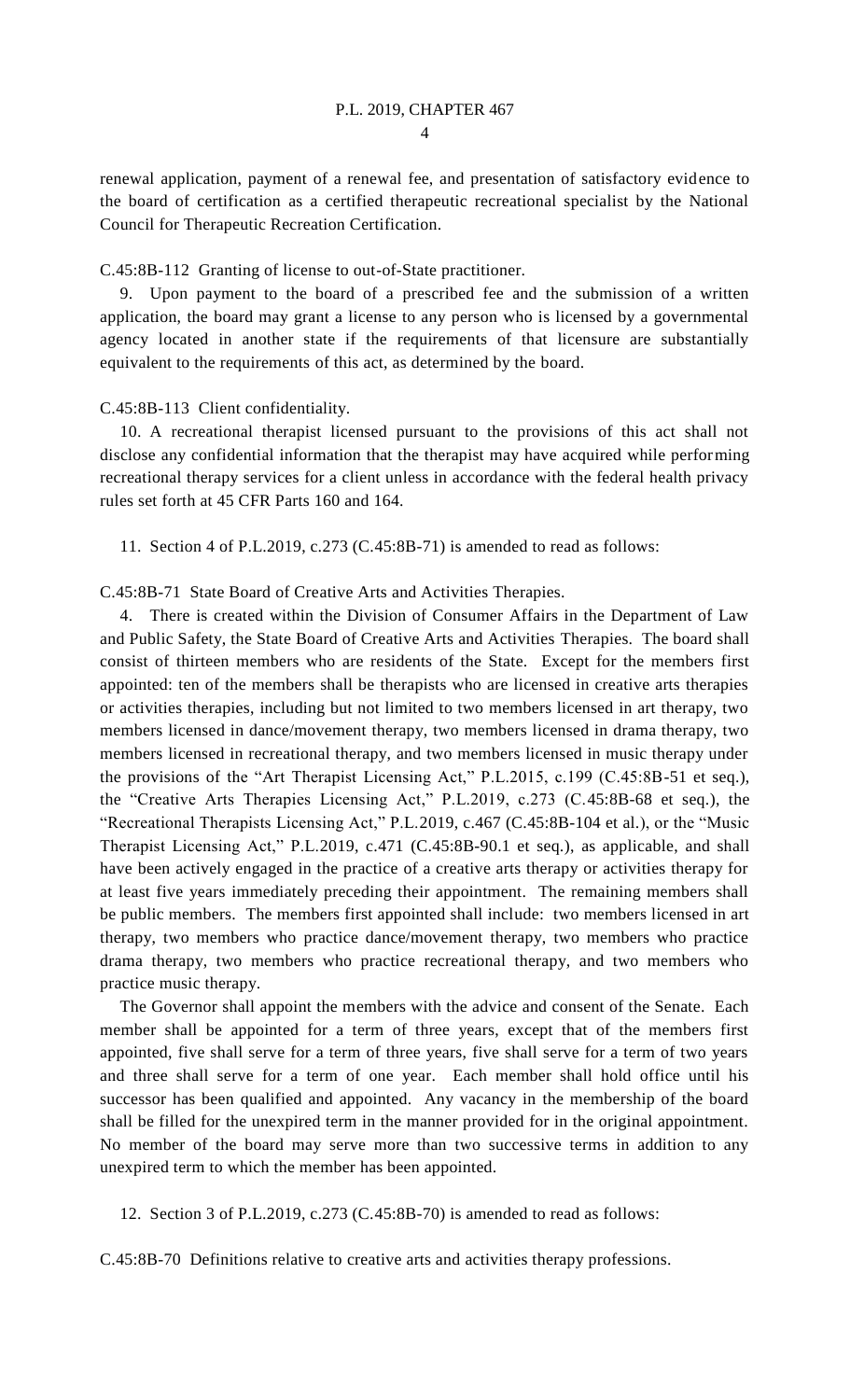renewal application, payment of a renewal fee, and presentation of satisfactory evidence to the board of certification as a certified therapeutic recreational specialist by the National Council for Therapeutic Recreation Certification.

C.45:8B-112 Granting of license to out-of-State practitioner.

9. Upon payment to the board of a prescribed fee and the submission of a written application, the board may grant a license to any person who is licensed by a governmental agency located in another state if the requirements of that licensure are substantially equivalent to the requirements of this act, as determined by the board.

C.45:8B-113 Client confidentiality.

10. A recreational therapist licensed pursuant to the provisions of this act shall not disclose any confidential information that the therapist may have acquired while performing recreational therapy services for a client unless in accordance with the federal health privacy rules set forth at 45 CFR Parts 160 and 164.

11. Section 4 of P.L.2019, c.273 (C.45:8B-71) is amended to read as follows:

C.45:8B-71 State Board of Creative Arts and Activities Therapies.

4. There is created within the Division of Consumer Affairs in the Department of Law and Public Safety, the State Board of Creative Arts and Activities Therapies. The board shall consist of thirteen members who are residents of the State. Except for the members first appointed: ten of the members shall be therapists who are licensed in creative arts therapies or activities therapies, including but not limited to two members licensed in art therapy, two members licensed in dance/movement therapy, two members licensed in drama therapy, two members licensed in recreational therapy, and two members licensed in music therapy under the provisions of the "Art Therapist Licensing Act," P.L.2015, c.199 (C.45:8B-51 et seq.), the "Creative Arts Therapies Licensing Act," P.L.2019, c.273 (C.45:8B-68 et seq.), the "Recreational Therapists Licensing Act," P.L.2019, c.467 (C.45:8B-104 et al.), or the "Music Therapist Licensing Act," P.L.2019, c.471 (C.45:8B-90.1 et seq.), as applicable, and shall have been actively engaged in the practice of a creative arts therapy or activities therapy for at least five years immediately preceding their appointment. The remaining members shall be public members. The members first appointed shall include: two members licensed in art therapy, two members who practice dance/movement therapy, two members who practice drama therapy, two members who practice recreational therapy, and two members who practice music therapy.

The Governor shall appoint the members with the advice and consent of the Senate. Each member shall be appointed for a term of three years, except that of the members first appointed, five shall serve for a term of three years, five shall serve for a term of two years and three shall serve for a term of one year. Each member shall hold office until his successor has been qualified and appointed. Any vacancy in the membership of the board shall be filled for the unexpired term in the manner provided for in the original appointment. No member of the board may serve more than two successive terms in addition to any unexpired term to which the member has been appointed.

12. Section 3 of P.L.2019, c.273 (C.45:8B-70) is amended to read as follows:

C.45:8B-70 Definitions relative to creative arts and activities therapy professions.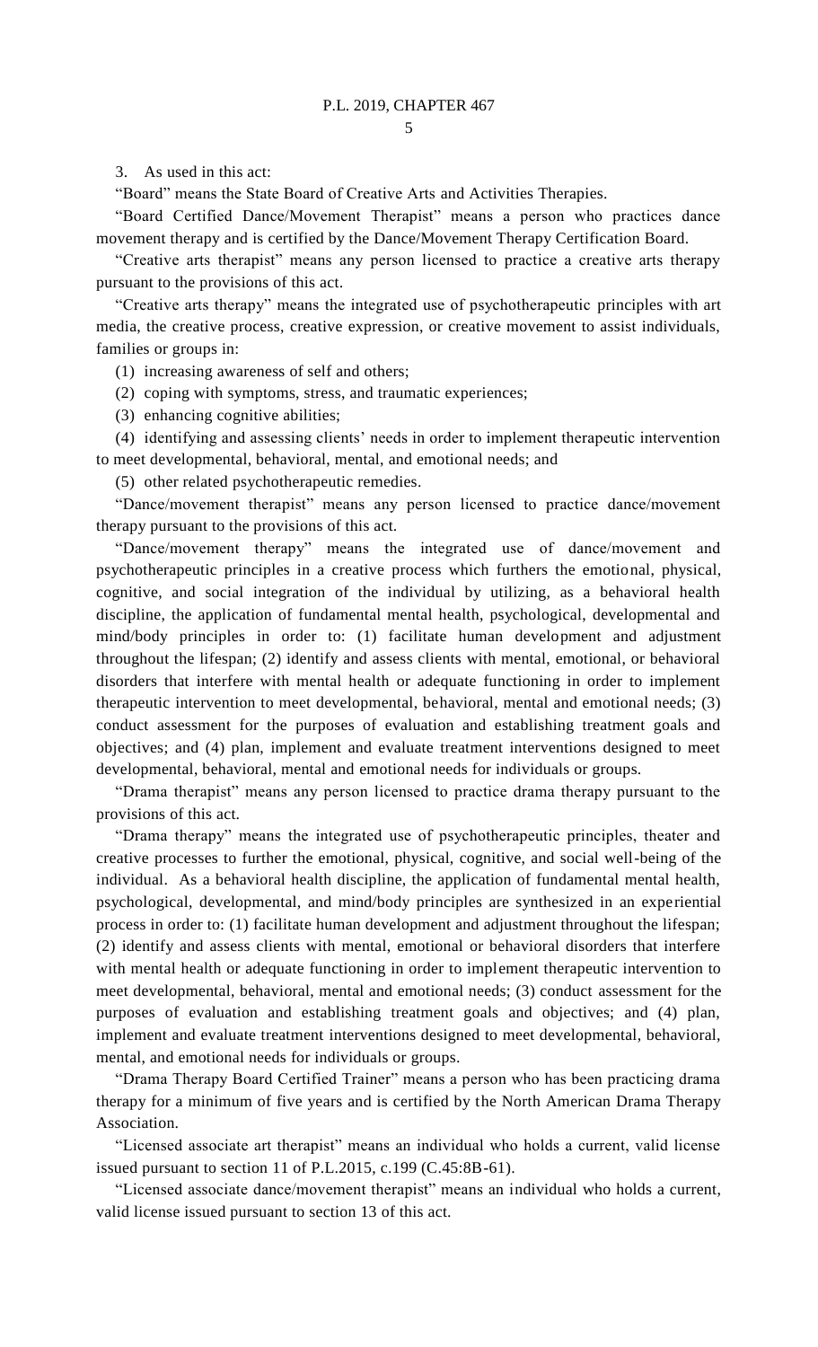3. As used in this act:

"Board" means the State Board of Creative Arts and Activities Therapies.

"Board Certified Dance/Movement Therapist" means a person who practices dance movement therapy and is certified by the Dance/Movement Therapy Certification Board.

"Creative arts therapist" means any person licensed to practice a creative arts therapy pursuant to the provisions of this act.

"Creative arts therapy" means the integrated use of psychotherapeutic principles with art media, the creative process, creative expression, or creative movement to assist individuals, families or groups in:

(1) increasing awareness of self and others;

(2) coping with symptoms, stress, and traumatic experiences;

(3) enhancing cognitive abilities;

(4) identifying and assessing clients' needs in order to implement therapeutic intervention to meet developmental, behavioral, mental, and emotional needs; and

(5) other related psychotherapeutic remedies.

"Dance/movement therapist" means any person licensed to practice dance/movement therapy pursuant to the provisions of this act.

"Dance/movement therapy" means the integrated use of dance/movement and psychotherapeutic principles in a creative process which furthers the emotional, physical, cognitive, and social integration of the individual by utilizing, as a behavioral health discipline, the application of fundamental mental health, psychological, developmental and mind/body principles in order to: (1) facilitate human development and adjustment throughout the lifespan; (2) identify and assess clients with mental, emotional, or behavioral disorders that interfere with mental health or adequate functioning in order to implement therapeutic intervention to meet developmental, behavioral, mental and emotional needs; (3) conduct assessment for the purposes of evaluation and establishing treatment goals and objectives; and (4) plan, implement and evaluate treatment interventions designed to meet developmental, behavioral, mental and emotional needs for individuals or groups.

"Drama therapist" means any person licensed to practice drama therapy pursuant to the provisions of this act.

"Drama therapy" means the integrated use of psychotherapeutic principles, theater and creative processes to further the emotional, physical, cognitive, and social well-being of the individual. As a behavioral health discipline, the application of fundamental mental health, psychological, developmental, and mind/body principles are synthesized in an experiential process in order to: (1) facilitate human development and adjustment throughout the lifespan; (2) identify and assess clients with mental, emotional or behavioral disorders that interfere with mental health or adequate functioning in order to implement therapeutic intervention to meet developmental, behavioral, mental and emotional needs; (3) conduct assessment for the purposes of evaluation and establishing treatment goals and objectives; and (4) plan, implement and evaluate treatment interventions designed to meet developmental, behavioral, mental, and emotional needs for individuals or groups.

"Drama Therapy Board Certified Trainer" means a person who has been practicing drama therapy for a minimum of five years and is certified by the North American Drama Therapy Association.

"Licensed associate art therapist" means an individual who holds a current, valid license issued pursuant to section 11 of P.L.2015, c.199 (C.45:8B-61).

"Licensed associate dance/movement therapist" means an individual who holds a current, valid license issued pursuant to section 13 of this act.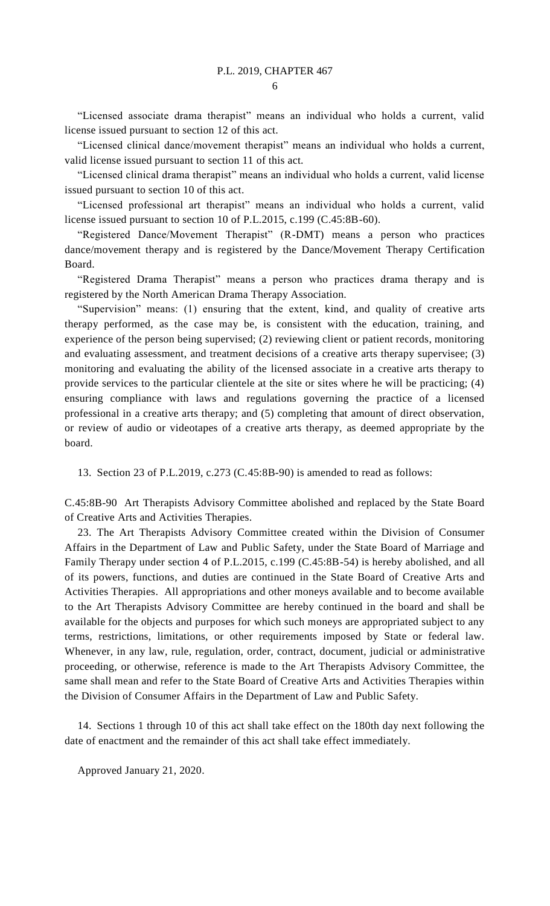"Licensed associate drama therapist" means an individual who holds a current, valid license issued pursuant to section 12 of this act.

"Licensed clinical dance/movement therapist" means an individual who holds a current, valid license issued pursuant to section 11 of this act.

"Licensed clinical drama therapist" means an individual who holds a current, valid license issued pursuant to section 10 of this act.

"Licensed professional art therapist" means an individual who holds a current, valid license issued pursuant to section 10 of P.L.2015, c.199 (C.45:8B-60).

"Registered Dance/Movement Therapist" (R-DMT) means a person who practices dance/movement therapy and is registered by the Dance/Movement Therapy Certification Board.

"Registered Drama Therapist" means a person who practices drama therapy and is registered by the North American Drama Therapy Association.

"Supervision" means: (1) ensuring that the extent, kind, and quality of creative arts therapy performed, as the case may be, is consistent with the education, training, and experience of the person being supervised; (2) reviewing client or patient records, monitoring and evaluating assessment, and treatment decisions of a creative arts therapy supervisee; (3) monitoring and evaluating the ability of the licensed associate in a creative arts therapy to provide services to the particular clientele at the site or sites where he will be practicing; (4) ensuring compliance with laws and regulations governing the practice of a licensed professional in a creative arts therapy; and (5) completing that amount of direct observation, or review of audio or videotapes of a creative arts therapy, as deemed appropriate by the board.

13. Section 23 of P.L.2019, c.273 (C.45:8B-90) is amended to read as follows:

C.45:8B-90 Art Therapists Advisory Committee abolished and replaced by the State Board of Creative Arts and Activities Therapies.

23. The Art Therapists Advisory Committee created within the Division of Consumer Affairs in the Department of Law and Public Safety, under the State Board of Marriage and Family Therapy under section 4 of P.L.2015, c.199 (C.45:8B-54) is hereby abolished, and all of its powers, functions, and duties are continued in the State Board of Creative Arts and Activities Therapies. All appropriations and other moneys available and to become available to the Art Therapists Advisory Committee are hereby continued in the board and shall be available for the objects and purposes for which such moneys are appropriated subject to any terms, restrictions, limitations, or other requirements imposed by State or federal law. Whenever, in any law, rule, regulation, order, contract, document, judicial or administrative proceeding, or otherwise, reference is made to the Art Therapists Advisory Committee, the same shall mean and refer to the State Board of Creative Arts and Activities Therapies within the Division of Consumer Affairs in the Department of Law and Public Safety.

14. Sections 1 through 10 of this act shall take effect on the 180th day next following the date of enactment and the remainder of this act shall take effect immediately.

Approved January 21, 2020.